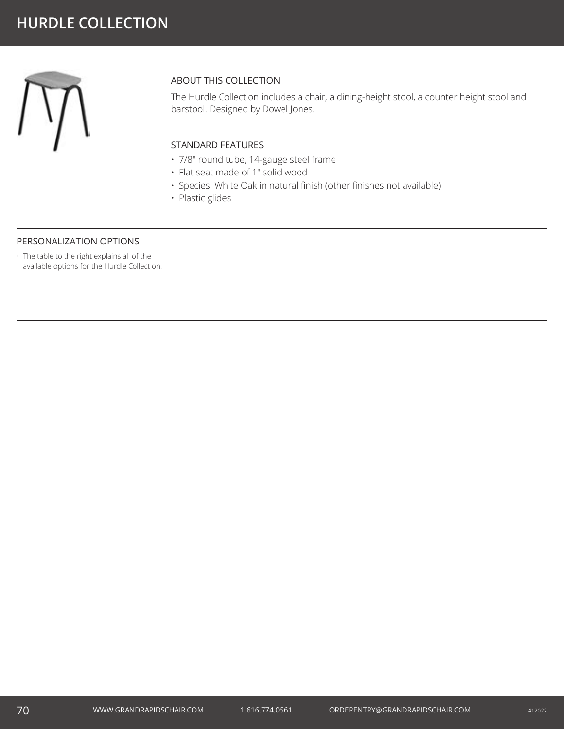# HURDLE COLLECTION

## ABOUT THIS COLLECTION

The Hurdle Collection includes a chair, a dining-height stool, a counter height stool and barstool. Designed by Dowel Jones.

## STANDARD FEATURES

- 7/8" round tube, 14-gauge steel frame
- Flat seat made of 1" solid wood
- Species: White Oak in natural finish (other finishes not available)
- Plastic glides

## PERSONALIZATION OPTIONS

- The table to the right explains all of the available options for the Hurdle Collection.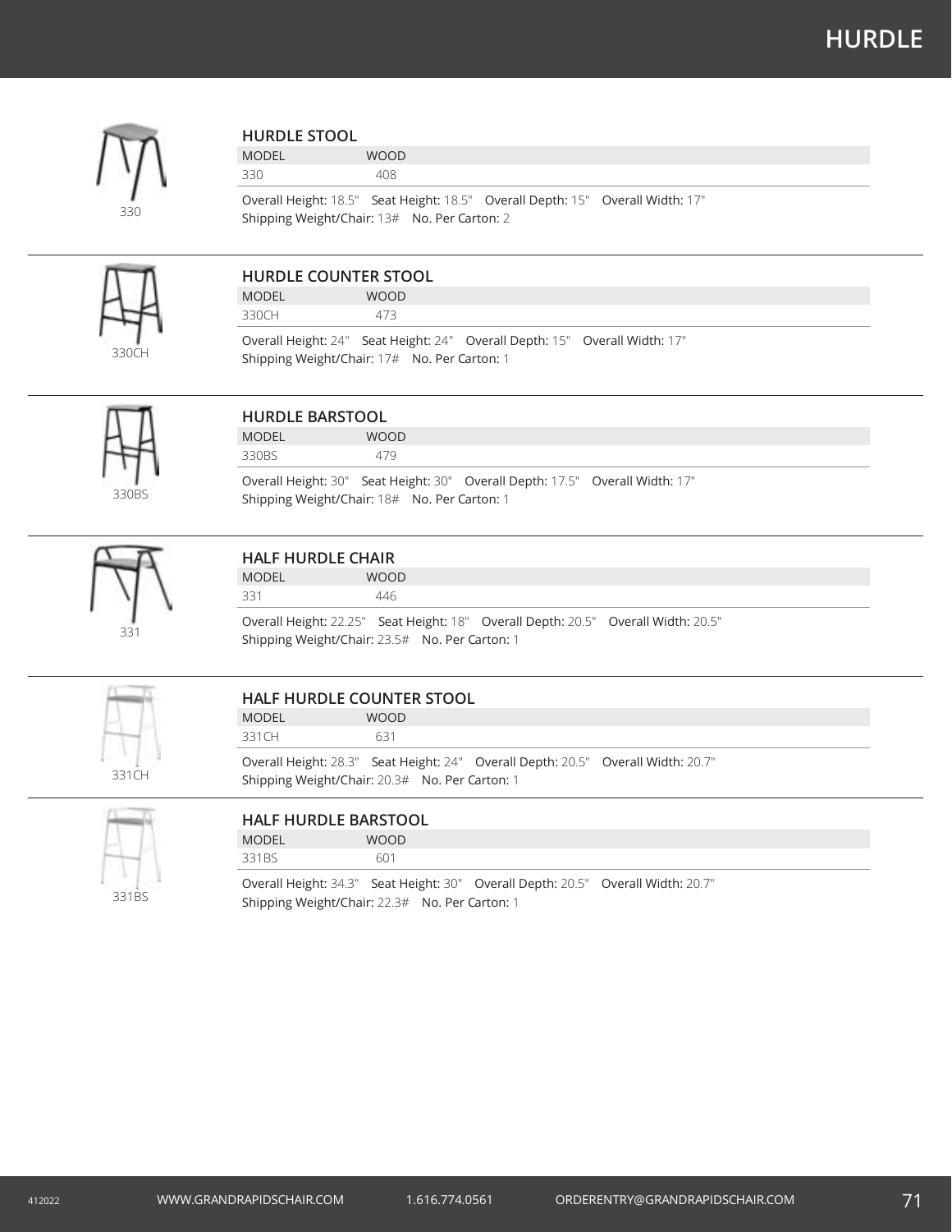# HURDLE

330

## HURDLE STOOL

| MODEL | WOOD |
| --- | --- |
| 330 | 408 |

Overall Height: 18.5" Seat Height: 18.5" Overall Depth: 15" Overall Width: 17"
Shipping Weight/Chair: 13# No. Per Carton: 2

330CH

## HURDLE COUNTER STOOL

| MODEL | WOOD |
| --- | --- |
| 330CH | 473 |

Overall Height: 24" Seat Height: 24" Overall Depth: 15" Overall Width: 17"
Shipping Weight/Chair: 17# No. Per Carton: 1

330BS

## HURDLE BARSTOOL

| MODEL | WOOD |
| --- | --- |
| 330BS | 479 |

Overall Height: 30" Seat Height: 30" Overall Depth: 17.5" Overall Width: 17"
Shipping Weight/Chair: 18# No. Per Carton: 1

331

## HALF HURDLE CHAIR

| MODEL | WOOD |
| --- | --- |
| 331 | 446 |

Overall Height: 22.25" Seat Height: 18" Overall Depth: 20.5" Overall Width: 20.5"
Shipping Weight/Chair: 23.5# No. Per Carton: 1

331CH

## HALF HURDLE COUNTER STOOL

| MODEL | WOOD |
| --- | --- |
| 331CH | 631 |

Overall Height: 28.3" Seat Height: 24" Overall Depth: 20.5" Overall Width: 20.7"
Shipping Weight/Chair: 20.3# No. Per Carton: 1

331BS

## HALF HURDLE BARSTOOL

| MODEL | WOOD |
| --- | --- |
| 331BS | 601 |

Overall Height: 34.3" Seat Height: 30" Overall Depth: 20.5" Overall Width: 20.7"
Shipping Weight/Chair: 22.3# No. Per Carton: 1